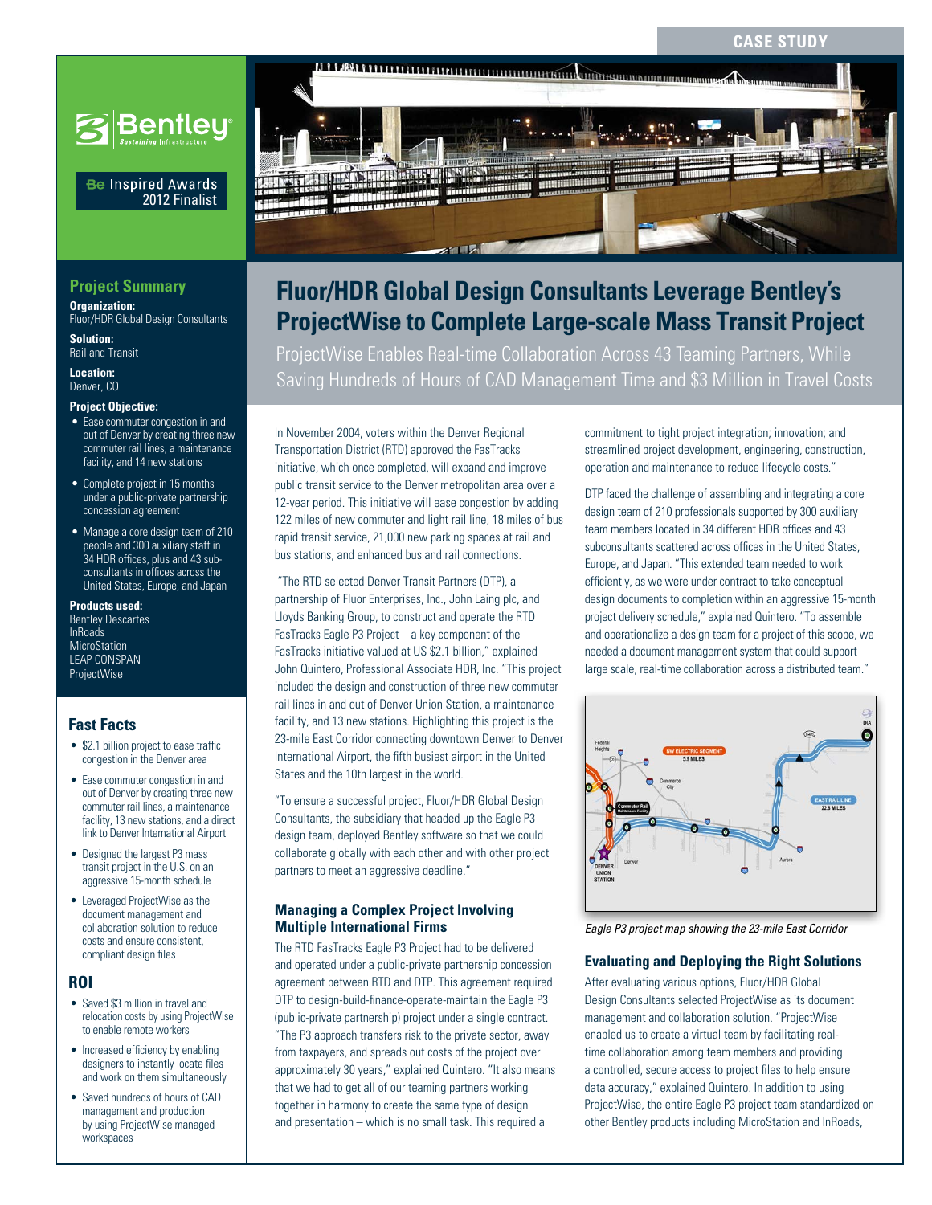CASE STUDY

Be Inspired Awards 2012 Finalist

# Fluor/HDR Global Design Consultants Leverage Bentley's ProjectWise to Complete Large-scale Mass Transit Project

ProjectWise Enables Real-time Collaboration Across 43 Teaming Partners, While Saving Hundreds of Hours of CAD Management Time and $3 Million in Travel Costs

## Project Summary

**Organization:**
Fluor/HDR Global Design Consultants

**Solution:**
Rail and Transit

**Location:**
Denver, CO

**Project Objective:**

- Ease commuter congestion in and out of Denver by creating three new commuter rail lines, a maintenance facility, and 14 new stations
- Complete project in 15 months under a public-private partnership concession agreement
- Manage a core design team of 210 people and 300 auxiliary staff in 34 HDR offices, plus and 43 sub-consultants in offices across the United States, Europe, and Japan

**Products used:**
Bentley Descartes
InRoads
MicroStation
LEAP CONSPAN
ProjectWise

## Fast Facts

- $2.1 billion project to ease traffic congestion in the Denver area
- Ease commuter congestion in and out of Denver by creating three new commuter rail lines, a maintenance facility, 13 new stations, and a direct link to Denver International Airport
- Designed the largest P3 mass transit project in the U.S. on an aggressive 15-month schedule
- Leveraged ProjectWise as the document management and collaboration solution to reduce costs and ensure consistent, compliant design files

## ROI

- Saved $3 million in travel and relocation costs by using ProjectWise to enable remote workers
- Increased efficiency by enabling designers to instantly locate files and work on them simultaneously
- Saved hundreds of hours of CAD management and production by using ProjectWise managed workspaces

In November 2004, voters within the Denver Regional Transportation District (RTD) approved the FasTracks initiative, which once completed, will expand and improve public transit service to the Denver metropolitan area over a 12-year period. This initiative will ease congestion by adding 122 miles of new commuter and light rail line, 18 miles of bus rapid transit service, 21,000 new parking spaces at rail and bus stations, and enhanced bus and rail connections.

"The RTD selected Denver Transit Partners (DTP), a partnership of Fluor Enterprises, Inc., John Laing plc, and Lloyds Banking Group, to construct and operate the RTD FasTracks Eagle P3 Project – a key component of the FasTracks initiative valued at US $2.1 billion," explained John Quintero, Professional Associate HDR, Inc. "This project included the design and construction of three new commuter rail lines in and out of Denver Union Station, a maintenance facility, and 13 new stations. Highlighting this project is the 23-mile East Corridor connecting downtown Denver to Denver International Airport, the fifth busiest airport in the United States and the 10th largest in the world.

"To ensure a successful project, Fluor/HDR Global Design Consultants, the subsidiary that headed up the Eagle P3 design team, deployed Bentley software so that we could collaborate globally with each other and with other project partners to meet an aggressive deadline."

### Managing a Complex Project Involving Multiple International Firms

The RTD FasTracks Eagle P3 Project had to be delivered and operated under a public-private partnership concession agreement between RTD and DTP. This agreement required DTP to design-build-finance-operate-maintain the Eagle P3 (public-private partnership) project under a single contract. "The P3 approach transfers risk to the private sector, away from taxpayers, and spreads out costs of the project over approximately 30 years," explained Quintero. "It also means that we had to get all of our teaming partners working together in harmony to create the same type of design and presentation – which is no small task. This required a commitment to tight project integration; innovation; and streamlined project development, engineering, construction, operation and maintenance to reduce lifecycle costs."

DTP faced the challenge of assembling and integrating a core design team of 210 professionals supported by 300 auxiliary team members located in 34 different HDR offices and 43 subconsultants scattered across offices in the United States, Europe, and Japan. "This extended team needed to work efficiently, as we were under contract to take conceptual design documents to completion within an aggressive 15-month project delivery schedule," explained Quintero. "To assemble and operationalize a design team for a project of this scope, we needed a document management system that could support large scale, real-time collaboration across a distributed team."

*Eagle P3 project map showing the 23-mile East Corridor*

### Evaluating and Deploying the Right Solutions

After evaluating various options, Fluor/HDR Global Design Consultants selected ProjectWise as its document management and collaboration solution. "ProjectWise enabled us to create a virtual team by facilitating real-time collaboration among team members and providing a controlled, secure access to project files to help ensure data accuracy," explained Quintero. In addition to using ProjectWise, the entire Eagle P3 project team standardized on other Bentley products including MicroStation and InRoads,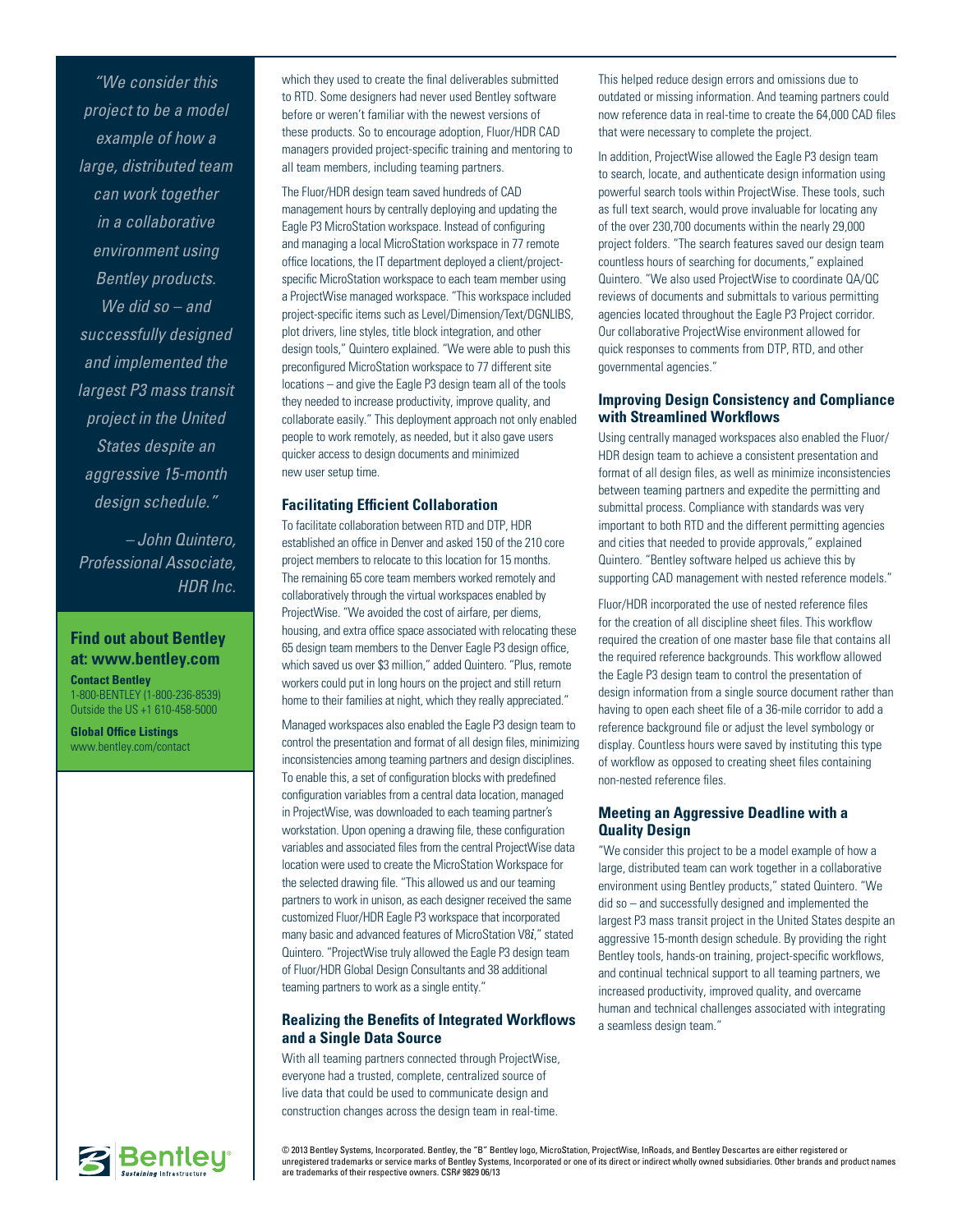*"We consider this project to be a model example of how a large, distributed team can work together in a collaborative environment using Bentley products. We did so – and successfully designed and implemented the largest P3 mass transit project in the United States despite an aggressive 15-month design schedule."*

*– John Quintero, Professional Associate, HDR Inc.*

**Find out about Bentley at: www.bentley.com**

**Contact Bentley**
1-800-BENTLEY (1-800-236-8539)
Outside the US +1 610-458-5000

**Global Office Listings**
www.bentley.com/contact

which they used to create the final deliverables submitted to RTD. Some designers had never used Bentley software before or weren't familiar with the newest versions of these products. So to encourage adoption, Fluor/HDR CAD managers provided project-specific training and mentoring to all team members, including teaming partners.

The Fluor/HDR design team saved hundreds of CAD management hours by centrally deploying and updating the Eagle P3 MicroStation workspace. Instead of configuring and managing a local MicroStation workspace in 77 remote office locations, the IT department deployed a client/project-specific MicroStation workspace to each team member using a ProjectWise managed workspace. "This workspace included project-specific items such as Level/Dimension/Text/DGNLIBS, plot drivers, line styles, title block integration, and other design tools," Quintero explained. "We were able to push this preconfigured MicroStation workspace to 77 different site locations – and give the Eagle P3 design team all of the tools they needed to increase productivity, improve quality, and collaborate easily." This deployment approach not only enabled people to work remotely, as needed, but it also gave users quicker access to design documents and minimized new user setup time.

## Facilitating Efficient Collaboration

To facilitate collaboration between RTD and DTP, HDR established an office in Denver and asked 150 of the 210 core project members to relocate to this location for 15 months. The remaining 65 core team members worked remotely and collaboratively through the virtual workspaces enabled by ProjectWise. "We avoided the cost of airfare, per diems, housing, and extra office space associated with relocating these 65 design team members to the Denver Eagle P3 design office, which saved us over $3 million," added Quintero. "Plus, remote workers could put in long hours on the project and still return home to their families at night, which they really appreciated."

Managed workspaces also enabled the Eagle P3 design team to control the presentation and format of all design files, minimizing inconsistencies among teaming partners and design disciplines. To enable this, a set of configuration blocks with predefined configuration variables from a central data location, managed in ProjectWise, was downloaded to each teaming partner's workstation. Upon opening a drawing file, these configuration variables and associated files from the central ProjectWise data location were used to create the MicroStation Workspace for the selected drawing file. "This allowed us and our teaming partners to work in unison, as each designer received the same customized Fluor/HDR Eagle P3 workspace that incorporated many basic and advanced features of MicroStation V8*i*," stated Quintero. "ProjectWise truly allowed the Eagle P3 design team of Fluor/HDR Global Design Consultants and 38 additional teaming partners to work as a single entity."

## Realizing the Benefits of Integrated Workflows and a Single Data Source

With all teaming partners connected through ProjectWise, everyone had a trusted, complete, centralized source of live data that could be used to communicate design and construction changes across the design team in real-time. This helped reduce design errors and omissions due to outdated or missing information. And teaming partners could now reference data in real-time to create the 64,000 CAD files that were necessary to complete the project.

In addition, ProjectWise allowed the Eagle P3 design team to search, locate, and authenticate design information using powerful search tools within ProjectWise. These tools, such as full text search, would prove invaluable for locating any of the over 230,700 documents within the nearly 29,000 project folders. "The search features saved our design team countless hours of searching for documents," explained Quintero. "We also used ProjectWise to coordinate QA/QC reviews of documents and submittals to various permitting agencies located throughout the Eagle P3 Project corridor. Our collaborative ProjectWise environment allowed for quick responses to comments from DTP, RTD, and other governmental agencies."

## Improving Design Consistency and Compliance with Streamlined Workflows

Using centrally managed workspaces also enabled the Fluor/HDR design team to achieve a consistent presentation and format of all design files, as well as minimize inconsistencies between teaming partners and expedite the permitting and submittal process. Compliance with standards was very important to both RTD and the different permitting agencies and cities that needed to provide approvals," explained Quintero. "Bentley software helped us achieve this by supporting CAD management with nested reference models."

Fluor/HDR incorporated the use of nested reference files for the creation of all discipline sheet files. This workflow required the creation of one master base file that contains all the required reference backgrounds. This workflow allowed the Eagle P3 design team to control the presentation of design information from a single source document rather than having to open each sheet file of a 36-mile corridor to add a reference background file or adjust the level symbology or display. Countless hours were saved by instituting this type of workflow as opposed to creating sheet files containing non-nested reference files.

## Meeting an Aggressive Deadline with a Quality Design

"We consider this project to be a model example of how a large, distributed team can work together in a collaborative environment using Bentley products," stated Quintero. "We did so – and successfully designed and implemented the largest P3 mass transit project in the United States despite an aggressive 15-month design schedule. By providing the right Bentley tools, hands-on training, project-specific workflows, and continual technical support to all teaming partners, we increased productivity, improved quality, and overcame human and technical challenges associated with integrating a seamless design team."

© 2013 Bentley Systems, Incorporated. Bentley, the "B" Bentley logo, MicroStation, ProjectWise, InRoads, and Bentley Descartes are either registered or unregistered trademarks or service marks of Bentley Systems, Incorporated or one of its direct or indirect wholly owned subsidiaries. Other brands and product names are trademarks of their respective owners. CSR# 9829 06/13